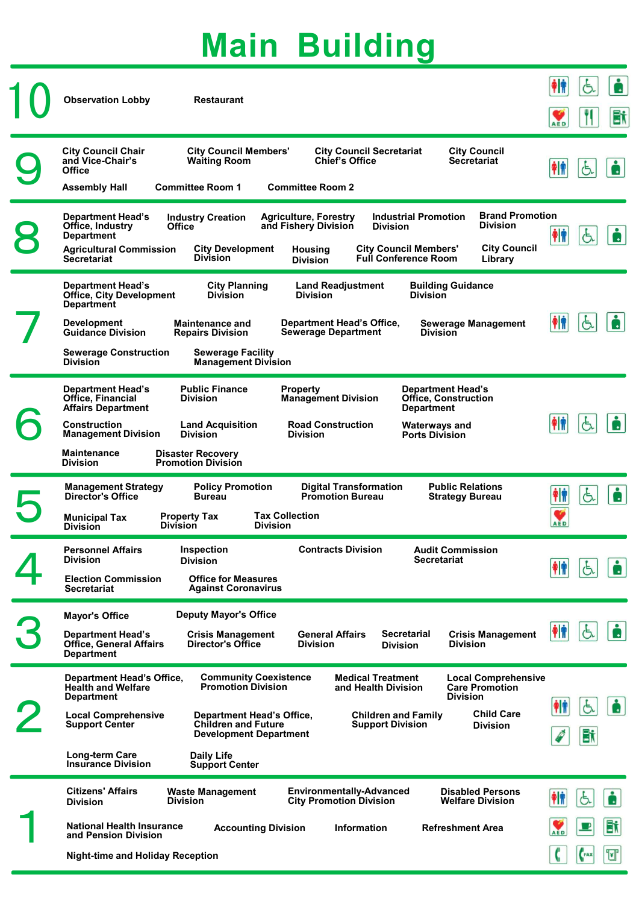# Main Building

## 10

- Observation Lobby
- Restaurant

## 9

- City Council Chair and Vice-Chair's Office
- City Council Members' Waiting Room
- City Council Secretariat Chief's Office
- City Council Secretariat
- Assembly Hall
- Committee Room 1
- Committee Room 2

## 8

- Department Head's Office, Industry Department
- Industry Creation Office
- Agriculture, Forestry and Fishery Division
- Industrial Promotion Division
- Brand Promotion Division
- Agricultural Commission Secretariat
- City Development Division
- Housing Division
- City Council Members' Full Conference Room
- City Council Library

## 7

- Department Head's Office, City Development Department
- City Planning Division
- Land Readjustment Division
- Building Guidance Division
- Development Guidance Division
- Maintenance and Repairs Division
- Department Head's Office, Sewerage Department
- Sewerage Management Division
- Sewerage Construction Division
- Sewerage Facility Management Division

## 6

- Department Head's Office, Financial Affairs Department
- Public Finance Division
- Property Management Division
- Department Head's Office, Construction Department
- Construction Management Division
- Land Acquisition Division
- Road Construction Division
- Waterways and Ports Division
- Maintenance Division
- Disaster Recovery Promotion Division

## 5

- Management Strategy Director's Office
- Policy Promotion Bureau
- Digital Transformation Promotion Bureau
- Public Relations Strategy Bureau
- Municipal Tax Division
- Property Tax Division
- Tax Collection Division

## 4

- Personnel Affairs Division
- Inspection Division
- Contracts Division
- Audit Commission Secretariat
- Election Commission Secretariat
- Office for Measures Against Coronavirus

## 3

- Mayor's Office
- Deputy Mayor's Office
- Department Head's Office, General Affairs Department
- Crisis Management Director's Office
- General Affairs Division
- Secretarial Division
- Crisis Management Division

## 2

- Department Head's Office, Health and Welfare Department
- Community Coexistence Promotion Division
- Medical Treatment and Health Division
- Local Comprehensive Care Promotion Division
- Local Comprehensive Support Center
- Department Head's Office, Children and Future Development Department
- Children and Family Support Division
- Child Care Division
- Long-term Care Insurance Division
- Daily Life Support Center

## 1

- Citizens' Affairs Division
- Waste Management Division
- Environmentally-Advanced City Promotion Division
- Disabled Persons Welfare Division
- National Health Insurance and Pension Division
- Accounting Division
- Information
- Refreshment Area
- Night-time and Holiday Reception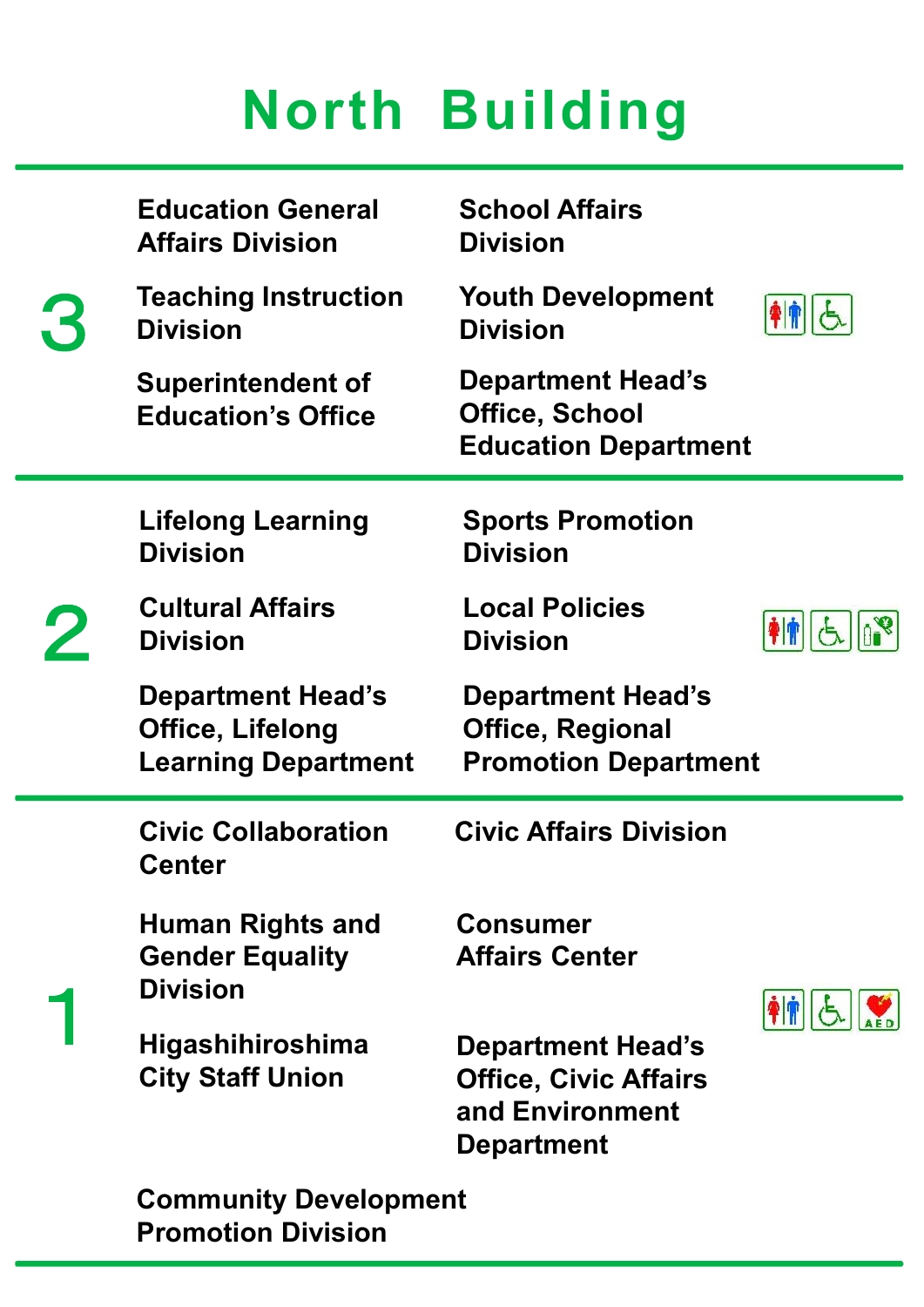# North Building

## 3

- Education General Affairs Division
- School Affairs Division
- Teaching Instruction Division
- Youth Development Division
- Superintendent of Education's Office
- Department Head's Office, School Education Department

## 2

- Lifelong Learning Division
- Sports Promotion Division
- Cultural Affairs Division
- Local Policies Division
- Department Head's Office, Lifelong Learning Department
- Department Head's Office, Regional Promotion Department

## 1

- Civic Collaboration Center
- Civic Affairs Division
- Human Rights and Gender Equality Division
- Consumer Affairs Center
- Higashihiroshima City Staff Union
- Department Head's Office, Civic Affairs and Environment Department
- Community Development Promotion Division

AED